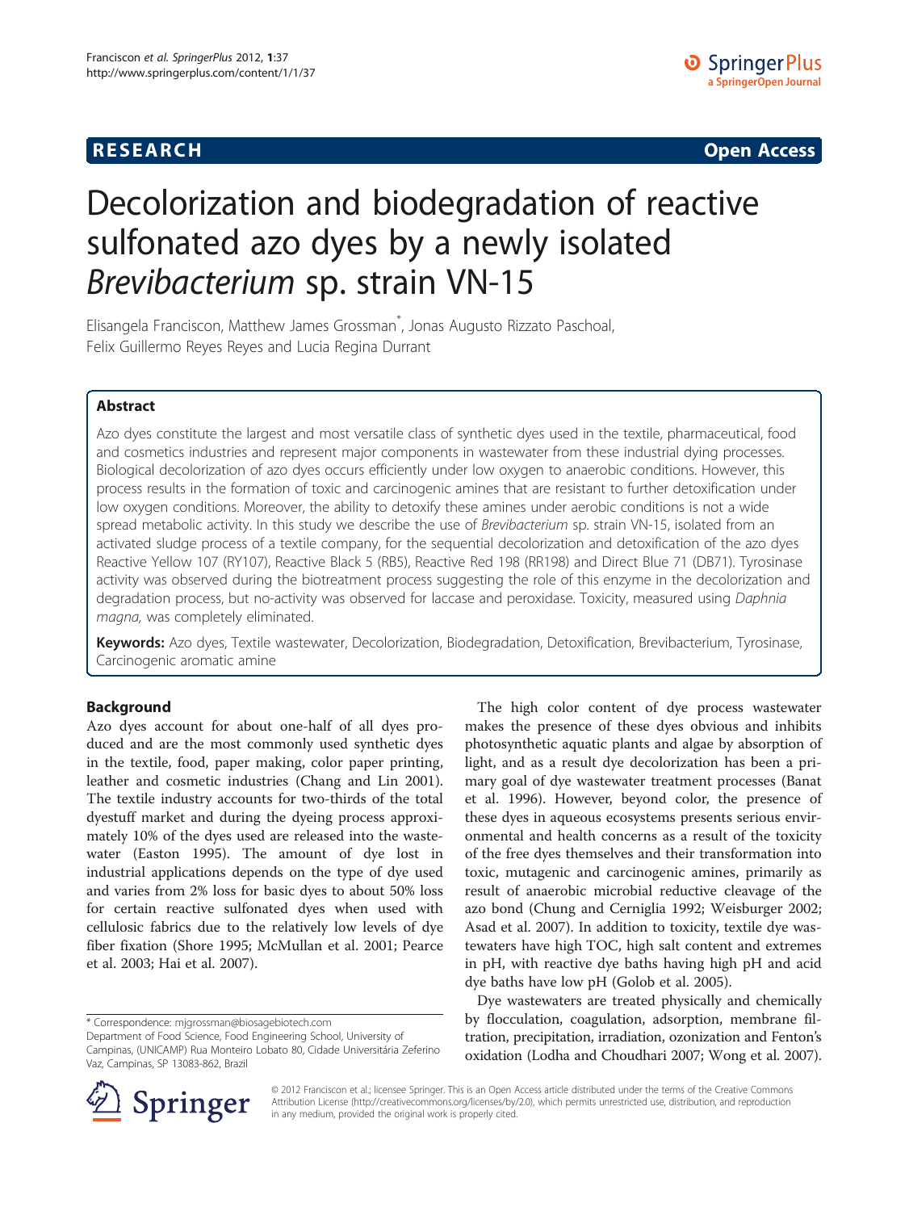**RESEARCH** **Open Access**

# Decolorization and biodegradation of reactive sulfonated azo dyes by a newly isolated *Brevibacterium* sp. strain VN-15

Elisangela Franciscon, Matthew James Grossman*, Jonas Augusto Rizzato Paschoal, Felix Guillermo Reyes Reyes and Lucia Regina Durrant

## Abstract

Azo dyes constitute the largest and most versatile class of synthetic dyes used in the textile, pharmaceutical, food and cosmetics industries and represent major components in wastewater from these industrial dying processes. Biological decolorization of azo dyes occurs efficiently under low oxygen to anaerobic conditions. However, this process results in the formation of toxic and carcinogenic amines that are resistant to further detoxification under low oxygen conditions. Moreover, the ability to detoxify these amines under aerobic conditions is not a wide spread metabolic activity. In this study we describe the use of *Brevibacterium* sp. strain VN-15, isolated from an activated sludge process of a textile company, for the sequential decolorization and detoxification of the azo dyes Reactive Yellow 107 (RY107), Reactive Black 5 (RB5), Reactive Red 198 (RR198) and Direct Blue 71 (DB71). Tyrosinase activity was observed during the biotreatment process suggesting the role of this enzyme in the decolorization and degradation process, but no-activity was observed for laccase and peroxidase. Toxicity, measured using *Daphnia magna*, was completely eliminated.

**Keywords:** Azo dyes, Textile wastewater, Decolorization, Biodegradation, Detoxification, Brevibacterium, Tyrosinase, Carcinogenic aromatic amine

## Background

Azo dyes account for about one-half of all dyes produced and are the most commonly used synthetic dyes in the textile, food, paper making, color paper printing, leather and cosmetic industries (Chang and Lin 2001). The textile industry accounts for two-thirds of the total dyestuff market and during the dyeing process approximately 10% of the dyes used are released into the wastewater (Easton 1995). The amount of dye lost in industrial applications depends on the type of dye used and varies from 2% loss for basic dyes to about 50% loss for certain reactive sulfonated dyes when used with cellulosic fabrics due to the relatively low levels of dye fiber fixation (Shore 1995; McMullan et al. 2001; Pearce et al. 2003; Hai et al. 2007).

The high color content of dye process wastewater makes the presence of these dyes obvious and inhibits photosynthetic aquatic plants and algae by absorption of light, and as a result dye decolorization has been a primary goal of dye wastewater treatment processes (Banat et al. 1996). However, beyond color, the presence of these dyes in aqueous ecosystems presents serious environmental and health concerns as a result of the toxicity of the free dyes themselves and their transformation into toxic, mutagenic and carcinogenic amines, primarily as result of anaerobic microbial reductive cleavage of the azo bond (Chung and Cerniglia 1992; Weisburger 2002; Asad et al. 2007). In addition to toxicity, textile dye wastewaters have high TOC, high salt content and extremes in pH, with reactive dye baths having high pH and acid dye baths have low pH (Golob et al. 2005).

Dye wastewaters are treated physically and chemically by flocculation, coagulation, adsorption, membrane filtration, precipitation, irradiation, ozonization and Fenton's oxidation (Lodha and Choudhari 2007; Wong et al. 2007).

\* Correspondence: mjgrossman@biosagebiotech.com
Department of Food Science, Food Engineering School, University of Campinas, (UNICAMP) Rua Monteiro Lobato 80, Cidade Universitária Zeferino Vaz, Campinas, SP 13083-862, Brazil

© 2012 Franciscon et al.; licensee Springer. This is an Open Access article distributed under the terms of the Creative Commons Attribution License (http://creativecommons.org/licenses/by/2.0), which permits unrestricted use, distribution, and reproduction in any medium, provided the original work is properly cited.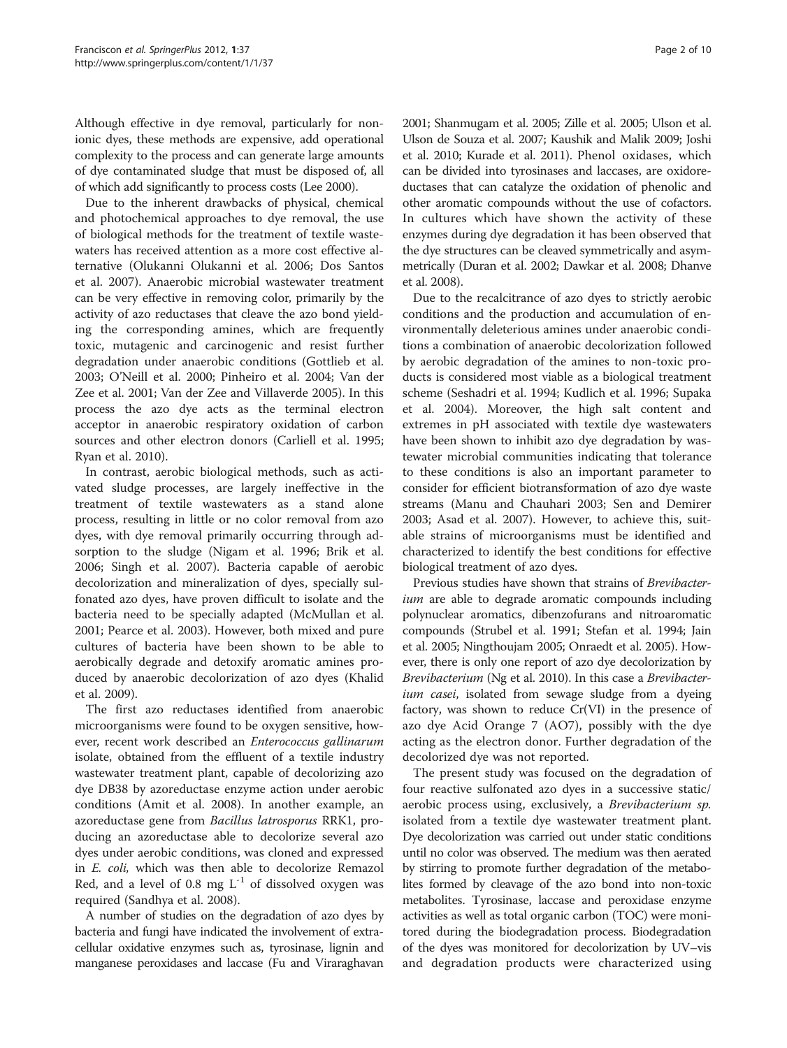Although effective in dye removal, particularly for nonionic dyes, these methods are expensive, add operational complexity to the process and can generate large amounts of dye contaminated sludge that must be disposed of, all of which add significantly to process costs (Lee 2000).

Due to the inherent drawbacks of physical, chemical and photochemical approaches to dye removal, the use of biological methods for the treatment of textile wastewaters has received attention as a more cost effective alternative (Olukanni Olukanni et al. 2006; Dos Santos et al. 2007). Anaerobic microbial wastewater treatment can be very effective in removing color, primarily by the activity of azo reductases that cleave the azo bond yielding the corresponding amines, which are frequently toxic, mutagenic and carcinogenic and resist further degradation under anaerobic conditions (Gottlieb et al. 2003; O'Neill et al. 2000; Pinheiro et al. 2004; Van der Zee et al. 2001; Van der Zee and Villaverde 2005). In this process the azo dye acts as the terminal electron acceptor in anaerobic respiratory oxidation of carbon sources and other electron donors (Carliell et al. 1995; Ryan et al. 2010).

In contrast, aerobic biological methods, such as activated sludge processes, are largely ineffective in the treatment of textile wastewaters as a stand alone process, resulting in little or no color removal from azo dyes, with dye removal primarily occurring through adsorption to the sludge (Nigam et al. 1996; Brik et al. 2006; Singh et al. 2007). Bacteria capable of aerobic decolorization and mineralization of dyes, specially sulfonated azo dyes, have proven difficult to isolate and the bacteria need to be specially adapted (McMullan et al. 2001; Pearce et al. 2003). However, both mixed and pure cultures of bacteria have been shown to be able to aerobically degrade and detoxify aromatic amines produced by anaerobic decolorization of azo dyes (Khalid et al. 2009).

The first azo reductases identified from anaerobic microorganisms were found to be oxygen sensitive, however, recent work described an *Enterococcus gallinarum* isolate, obtained from the effluent of a textile industry wastewater treatment plant, capable of decolorizing azo dye DB38 by azoreductase enzyme action under aerobic conditions (Amit et al. 2008). In another example, an azoreductase gene from *Bacillus latrosporus* RRK1, producing an azoreductase able to decolorize several azo dyes under aerobic conditions, was cloned and expressed in *E. coli,* which was then able to decolorize Remazol Red, and a level of 0.8 mg $L^{-1}$ of dissolved oxygen was required (Sandhya et al. 2008).

A number of studies on the degradation of azo dyes by bacteria and fungi have indicated the involvement of extracellular oxidative enzymes such as, tyrosinase, lignin and manganese peroxidases and laccase (Fu and Viraraghavan 2001; Shanmugam et al. 2005; Zille et al. 2005; Ulson et al. Ulson de Souza et al. 2007; Kaushik and Malik 2009; Joshi et al. 2010; Kurade et al. 2011). Phenol oxidases, which can be divided into tyrosinases and laccases, are oxidoreductases that can catalyze the oxidation of phenolic and other aromatic compounds without the use of cofactors. In cultures which have shown the activity of these enzymes during dye degradation it has been observed that the dye structures can be cleaved symmetrically and asymmetrically (Duran et al. 2002; Dawkar et al. 2008; Dhanve et al. 2008).

Due to the recalcitrance of azo dyes to strictly aerobic conditions and the production and accumulation of environmentally deleterious amines under anaerobic conditions a combination of anaerobic decolorization followed by aerobic degradation of the amines to non-toxic products is considered most viable as a biological treatment scheme (Seshadri et al. 1994; Kudlich et al. 1996; Supaka et al. 2004). Moreover, the high salt content and extremes in pH associated with textile dye wastewaters have been shown to inhibit azo dye degradation by wastewater microbial communities indicating that tolerance to these conditions is also an important parameter to consider for efficient biotransformation of azo dye waste streams (Manu and Chauhari 2003; Sen and Demirer 2003; Asad et al. 2007). However, to achieve this, suitable strains of microorganisms must be identified and characterized to identify the best conditions for effective biological treatment of azo dyes.

Previous studies have shown that strains of *Brevibacterium* are able to degrade aromatic compounds including polynuclear aromatics, dibenzofurans and nitroaromatic compounds (Strubel et al. 1991; Stefan et al. 1994; Jain et al. 2005; Ningthoujam 2005; Onraedt et al. 2005). However, there is only one report of azo dye decolorization by *Brevibacterium* (Ng et al. 2010). In this case a *Brevibacterium casei*, isolated from sewage sludge from a dyeing factory, was shown to reduce Cr(VI) in the presence of azo dye Acid Orange 7 (AO7), possibly with the dye acting as the electron donor. Further degradation of the decolorized dye was not reported.

The present study was focused on the degradation of four reactive sulfonated azo dyes in a successive static/aerobic process using, exclusively, a *Brevibacterium sp.* isolated from a textile dye wastewater treatment plant. Dye decolorization was carried out under static conditions until no color was observed. The medium was then aerated by stirring to promote further degradation of the metabolites formed by cleavage of the azo bond into non-toxic metabolites. Tyrosinase, laccase and peroxidase enzyme activities as well as total organic carbon (TOC) were monitored during the biodegradation process. Biodegradation of the dyes was monitored for decolorization by UV–vis and degradation products were characterized using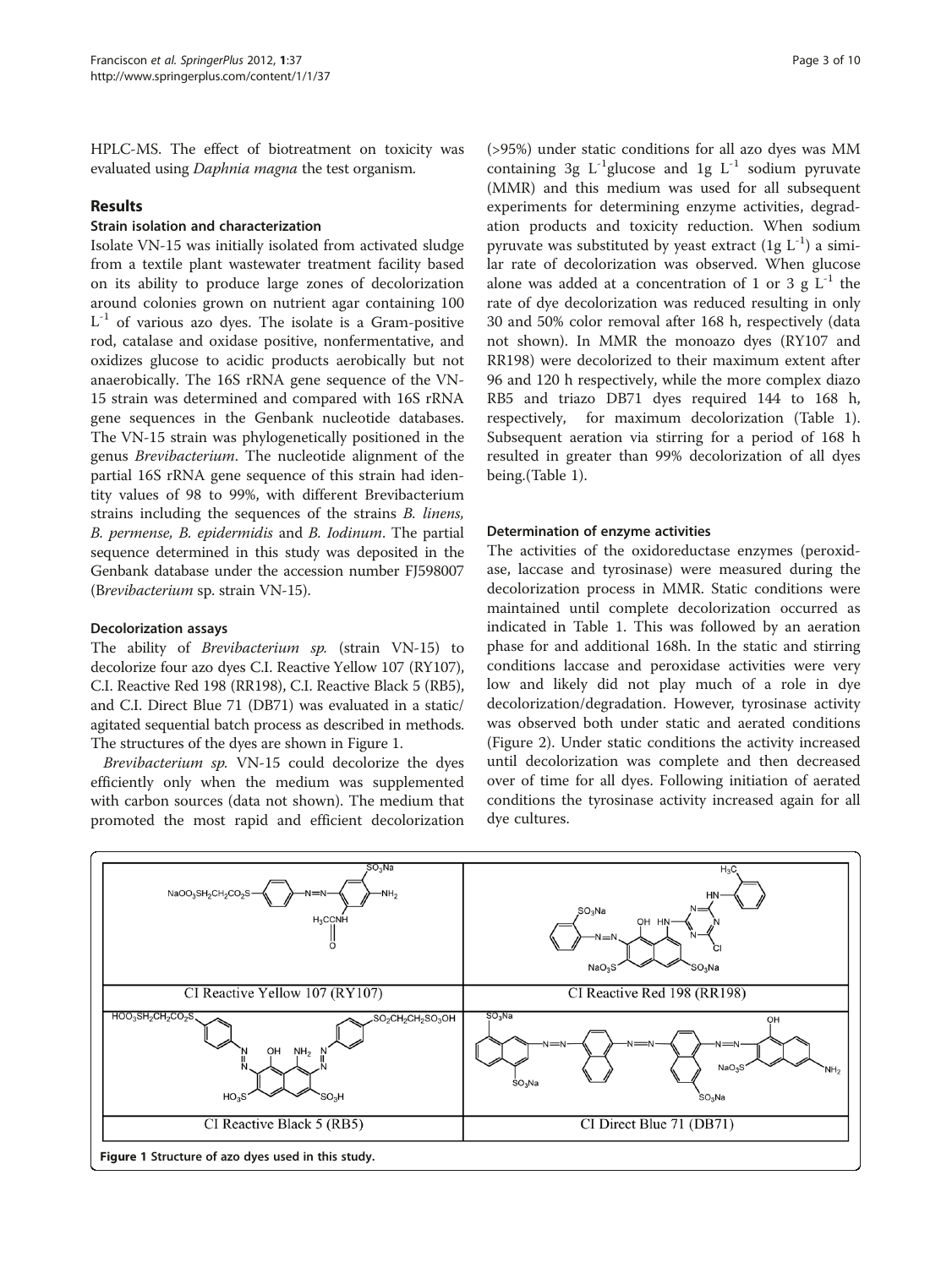HPLC-MS. The effect of biotreatment on toxicity was evaluated using *Daphnia magna* the test organism.

## Results

### Strain isolation and characterization

Isolate VN-15 was initially isolated from activated sludge from a textile plant wastewater treatment facility based on its ability to produce large zones of decolorization around colonies grown on nutrient agar containing 100 $L^{-1}$ of various azo dyes. The isolate is a Gram-positive rod, catalase and oxidase positive, nonfermentative, and oxidizes glucose to acidic products aerobically but not anaerobically. The 16S rRNA gene sequence of the VN-15 strain was determined and compared with 16S rRNA gene sequences in the Genbank nucleotide databases. The VN-15 strain was phylogenetically positioned in the genus *Brevibacterium*. The nucleotide alignment of the partial 16S rRNA gene sequence of this strain had identity values of 98 to 99%, with different Brevibacterium strains including the sequences of the strains *B. linens, B. permense, B. epidermidis* and *B. Iodinum*. The partial sequence determined in this study was deposited in the Genbank database under the accession number FJ598007 (*Brevibacterium* sp. strain VN-15).

### Decolorization assays

The ability of *Brevibacterium sp.* (strain VN-15) to decolorize four azo dyes C.I. Reactive Yellow 107 (RY107), C.I. Reactive Red 198 (RR198), C.I. Reactive Black 5 (RB5), and C.I. Direct Blue 71 (DB71) was evaluated in a static/agitated sequential batch process as described in methods. The structures of the dyes are shown in Figure 1.

*Brevibacterium sp.* VN-15 could decolorize the dyes efficiently only when the medium was supplemented with carbon sources (data not shown). The medium that promoted the most rapid and efficient decolorization (>95%) under static conditions for all azo dyes was MM containing 3g $L^{-1}$glucose and 1g $L^{-1}$ sodium pyruvate (MMR) and this medium was used for all subsequent experiments for determining enzyme activities, degradation products and toxicity reduction. When sodium pyruvate was substituted by yeast extract (1g $L^{-1}$) a similar rate of decolorization was observed. When glucose alone was added at a concentration of 1 or 3 g $L^{-1}$ the rate of dye decolorization was reduced resulting in only 30 and 50% color removal after 168 h, respectively (data not shown). In MMR the monoazo dyes (RY107 and RR198) were decolorized to their maximum extent after 96 and 120 h respectively, while the more complex diazo RB5 and triazo DB71 dyes required 144 to 168 h, respectively, for maximum decolorization (Table 1). Subsequent aeration via stirring for a period of 168 h resulted in greater than 99% decolorization of all dyes being.(Table 1).

### Determination of enzyme activities

The activities of the oxidoreductase enzymes (peroxidase, laccase and tyrosinase) were measured during the decolorization process in MMR. Static conditions were maintained until complete decolorization occurred as indicated in Table 1. This was followed by an aeration phase for and additional 168h. In the static and stirring conditions laccase and peroxidase activities were very low and likely did not play much of a role in dye decolorization/degradation. However, tyrosinase activity was observed both under static and aerated conditions (Figure 2). Under static conditions the activity increased until decolorization was complete and then decreased over of time for all dyes. Following initiation of aerated conditions the tyrosinase activity increased again for all dye cultures.

**Figure 1** Structure of azo dyes used in this study.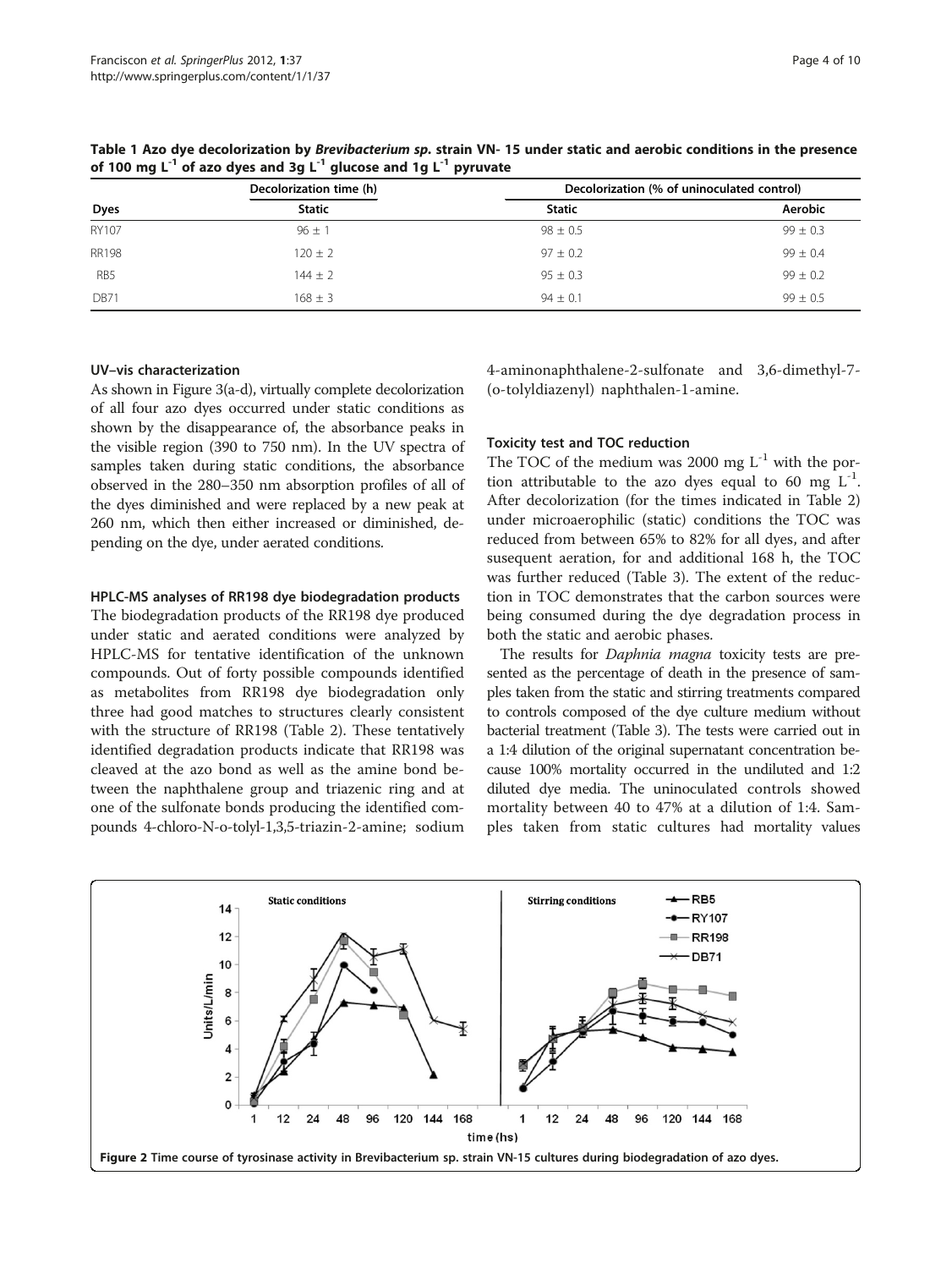**Table 1 Azo dye decolorization by *Brevibacterium sp.* strain VN- 15 under static and aerobic conditions in the presence of 100 mg $L^{-1}$ of azo dyes and 3g $L^{-1}$ glucose and 1g $L^{-1}$ pyruvate**

| | Decolorization time (h) | Decolorization (% of uninoculated control) | |
|---|---|---|---|
| Dyes | Static | Static | Aerobic |
| RY107 | 96 ± 1 | 98 ± 0.5 | 99 ± 0.3 |
| RR198 | 120 ± 2 | 97 ± 0.2 | 99 ± 0.4 |
| RB5 | 144 ± 2 | 95 ± 0.3 | 99 ± 0.2 |
| DB71 | 168 ± 3 | 94 ± 0.1 | 99 ± 0.5 |

### UV–vis characterization

As shown in Figure 3(a-d), virtually complete decolorization of all four azo dyes occurred under static conditions as shown by the disappearance of, the absorbance peaks in the visible region (390 to 750 nm). In the UV spectra of samples taken during static conditions, the absorbance observed in the 280–350 nm absorption profiles of all of the dyes diminished and were replaced by a new peak at 260 nm, which then either increased or diminished, depending on the dye, under aerated conditions.

### HPLC-MS analyses of RR198 dye biodegradation products

The biodegradation products of the RR198 dye produced under static and aerated conditions were analyzed by HPLC-MS for tentative identification of the unknown compounds. Out of forty possible compounds identified as metabolites from RR198 dye biodegradation only three had good matches to structures clearly consistent with the structure of RR198 (Table 2). These tentatively identified degradation products indicate that RR198 was cleaved at the azo bond as well as the amine bond between the naphthalene group and triazenic ring and at one of the sulfonate bonds producing the identified compounds 4-chloro-N-o-tolyl-1,3,5-triazin-2-amine; sodium 4-aminonaphthalene-2-sulfonate and 3,6-dimethyl-7-(o-tolyldiazenyl) naphthalen-1-amine.

### Toxicity test and TOC reduction

The TOC of the medium was 2000 mg $L^{-1}$ with the portion attributable to the azo dyes equal to 60 mg $L^{-1}$. After decolorization (for the times indicated in Table 2) under microaerophilic (static) conditions the TOC was reduced from between 65% to 82% for all dyes, and after susequent aeration, for and additional 168 h, the TOC was further reduced (Table 3). The extent of the reduction in TOC demonstrates that the carbon sources were being consumed during the dye degradation process in both the static and aerobic phases.

The results for *Daphnia magna* toxicity tests are presented as the percentage of death in the presence of samples taken from the static and stirring treatments compared to controls composed of the dye culture medium without bacterial treatment (Table 3). The tests were carried out in a 1:4 dilution of the original supernatant concentration because 100% mortality occurred in the undiluted and 1:2 diluted dye media. The uninoculated controls showed mortality between 40 to 47% at a dilution of 1:4. Samples taken from static cultures had mortality values

Figure 2 Time course of tyrosinase activity in Brevibacterium sp. strain VN-15 cultures during biodegradation of azo dyes.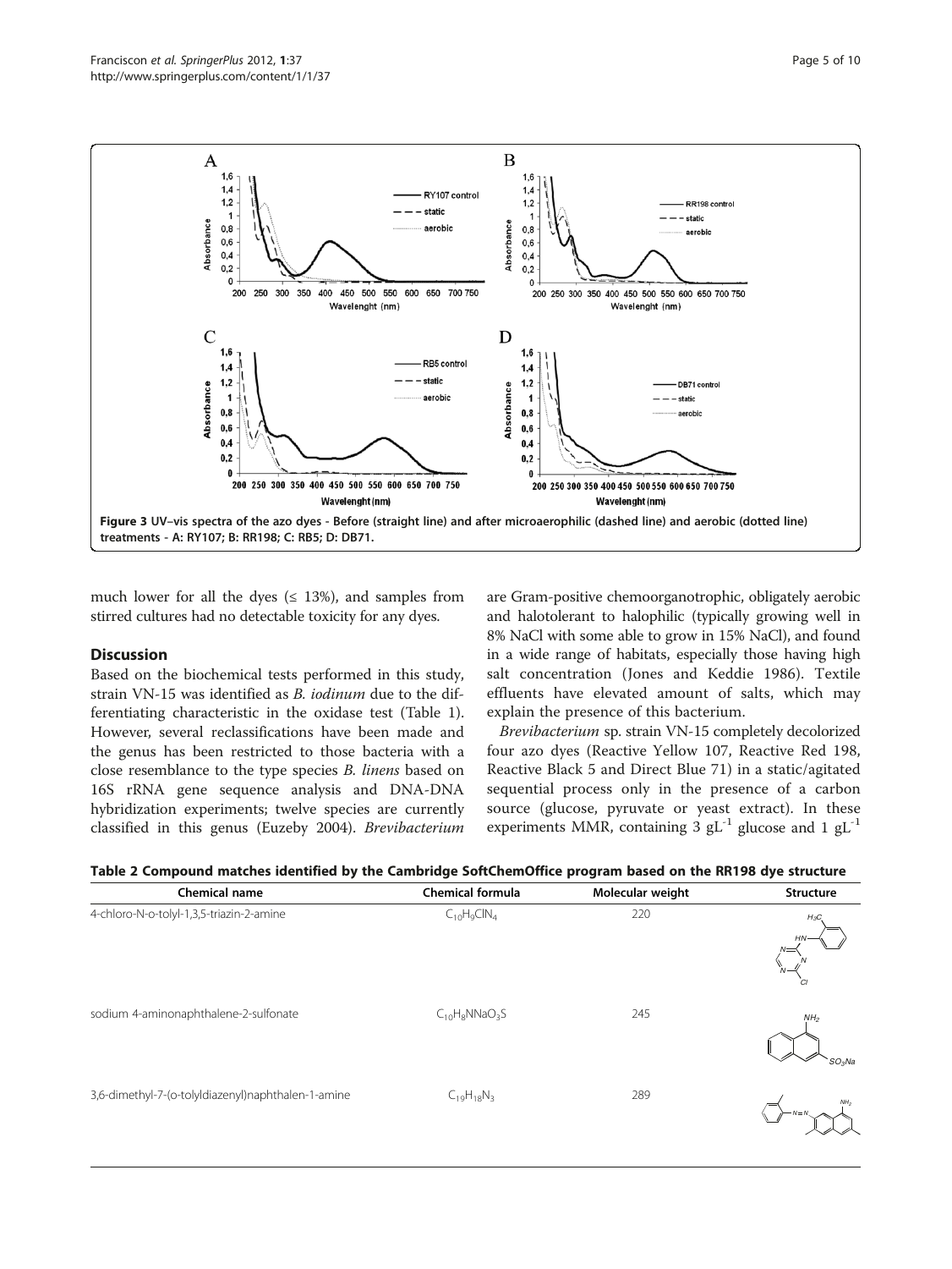Figure 3 UV–vis spectra of the azo dyes - Before (straight line) and after microaerophilic (dashed line) and aerobic (dotted line) treatments - A: RY107; B: RR198; C: RB5; D: DB71.

much lower for all the dyes (≤ 13%), and samples from stirred cultures had no detectable toxicity for any dyes.

## Discussion

Based on the biochemical tests performed in this study, strain VN-15 was identified as *B. iodinum* due to the differentiating characteristic in the oxidase test (Table 1). However, several reclassifications have been made and the genus has been restricted to those bacteria with a close resemblance to the type species *B. linens* based on 16S rRNA gene sequence analysis and DNA-DNA hybridization experiments; twelve species are currently classified in this genus (Euzeby 2004). *Brevibacterium* are Gram-positive chemoorganotrophic, obligately aerobic and halotolerant to halophilic (typically growing well in 8% NaCl with some able to grow in 15% NaCl), and found in a wide range of habitats, especially those having high salt concentration (Jones and Keddie 1986). Textile effluents have elevated amount of salts, which may explain the presence of this bacterium.

*Brevibacterium* sp. strain VN-15 completely decolorized four azo dyes (Reactive Yellow 107, Reactive Red 198, Reactive Black 5 and Direct Blue 71) in a static/agitated sequential process only in the presence of a carbon source (glucose, pyruvate or yeast extract). In these experiments MMR, containing 3 $gL^{-1}$ glucose and 1 $gL^{-1}$

**Table 2 Compound matches identified by the Cambridge SoftChemOffice program based on the RR198 dye structure**

| Chemical name | Chemical formula | Molecular weight | Structure |
|---|---|---|---|
| 4-chloro-N-o-tolyl-1,3,5-triazin-2-amine | $C_{10}H_9ClN_4$ | 220 | |
| sodium 4-aminonaphthalene-2-sulfonate | $C_{10}H_8NNaO_3S$ | 245 | |
| 3,6-dimethyl-7-(o-tolyldiazenyl)naphthalen-1-amine | $C_{19}H_{18}N_3$ | 289 | |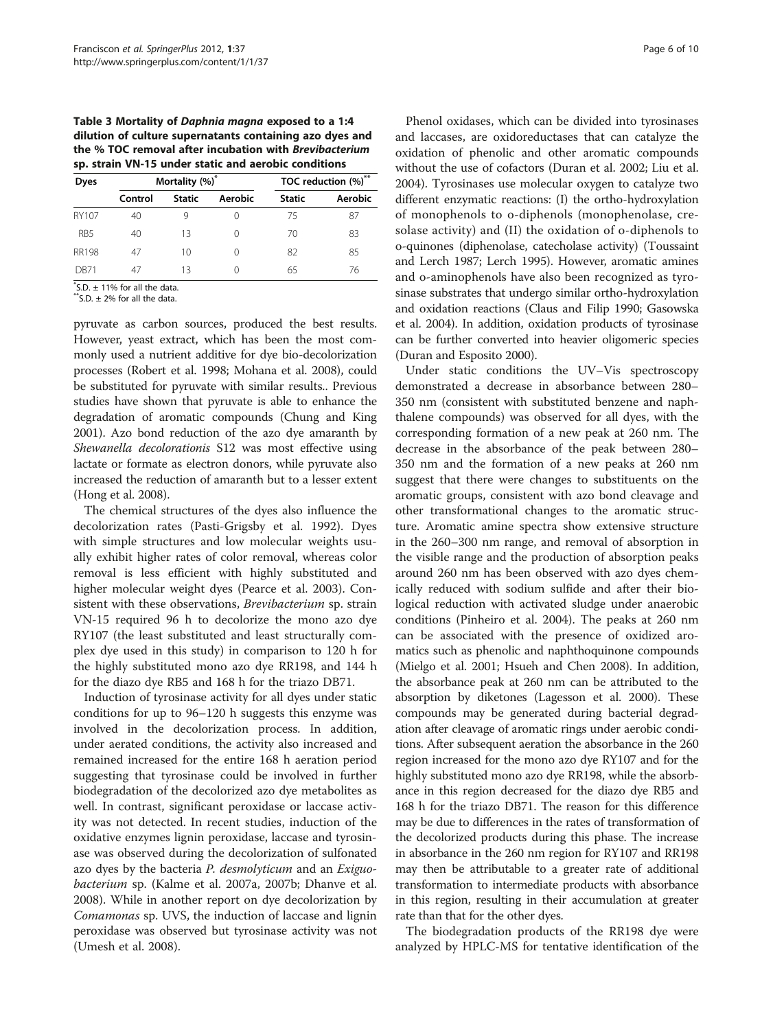**Table 3 Mortality of *Daphnia magna* exposed to a 1:4 dilution of culture supernatants containing azo dyes and the % TOC removal after incubation with *Brevibacterium* sp. strain VN-15 under static and aerobic conditions**

| Dyes | Mortality (%)* | | | TOC reduction (%)** | |
|---|---|---|---|---|---|
| | Control | Static | Aerobic | Static | Aerobic |
| RY107 | 40 | 9 | 0 | 75 | 87 |
| RB5 | 40 | 13 | 0 | 70 | 83 |
| RR198 | 47 | 10 | 0 | 82 | 85 |
| DB71 | 47 | 13 | 0 | 65 | 76 |

*S.D. ± 11% for all the data.
**S.D. ± 2% for all the data.

pyruvate as carbon sources, produced the best results. However, yeast extract, which has been the most commonly used a nutrient additive for dye bio-decolorization processes (Robert et al. 1998; Mohana et al. 2008), could be substituted for pyruvate with similar results.. Previous studies have shown that pyruvate is able to enhance the degradation of aromatic compounds (Chung and King 2001). Azo bond reduction of the azo dye amaranth by *Shewanella decolorationis* S12 was most effective using lactate or formate as electron donors, while pyruvate also increased the reduction of amaranth but to a lesser extent (Hong et al. 2008).

The chemical structures of the dyes also influence the decolorization rates (Pasti-Grigsby et al. 1992). Dyes with simple structures and low molecular weights usually exhibit higher rates of color removal, whereas color removal is less efficient with highly substituted and higher molecular weight dyes (Pearce et al. 2003). Consistent with these observations, *Brevibacterium* sp. strain VN-15 required 96 h to decolorize the mono azo dye RY107 (the least substituted and least structurally complex dye used in this study) in comparison to 120 h for the highly substituted mono azo dye RR198, and 144 h for the diazo dye RB5 and 168 h for the triazo DB71.

Induction of tyrosinase activity for all dyes under static conditions for up to 96–120 h suggests this enzyme was involved in the decolorization process. In addition, under aerated conditions, the activity also increased and remained increased for the entire 168 h aeration period suggesting that tyrosinase could be involved in further biodegradation of the decolorized azo dye metabolites as well. In contrast, significant peroxidase or laccase activity was not detected. In recent studies, induction of the oxidative enzymes lignin peroxidase, laccase and tyrosinase was observed during the decolorization of sulfonated azo dyes by the bacteria *P. desmolyticum* and an *Exiguobacterium* sp. (Kalme et al. 2007a, 2007b; Dhanve et al. 2008). While in another report on dye decolorization by *Comamonas* sp. UVS, the induction of laccase and lignin peroxidase was observed but tyrosinase activity was not (Umesh et al. 2008).

Phenol oxidases, which can be divided into tyrosinases and laccases, are oxidoreductases that can catalyze the oxidation of phenolic and other aromatic compounds without the use of cofactors (Duran et al. 2002; Liu et al. 2004). Tyrosinases use molecular oxygen to catalyze two different enzymatic reactions: (I) the ortho-hydroxylation of monophenols to o-diphenols (monophenolase, cresolase activity) and (II) the oxidation of o-diphenols to o-quinones (diphenolase, catecholase activity) (Toussaint and Lerch 1987; Lerch 1995). However, aromatic amines and o-aminophenols have also been recognized as tyrosinase substrates that undergo similar ortho-hydroxylation and oxidation reactions (Claus and Filip 1990; Gasowska et al. 2004). In addition, oxidation products of tyrosinase can be further converted into heavier oligomeric species (Duran and Esposito 2000).

Under static conditions the UV–Vis spectroscopy demonstrated a decrease in absorbance between 280–350 nm (consistent with substituted benzene and naphthalene compounds) was observed for all dyes, with the corresponding formation of a new peak at 260 nm. The decrease in the absorbance of the peak between 280–350 nm and the formation of a new peaks at 260 nm suggest that there were changes to substituents on the aromatic groups, consistent with azo bond cleavage and other transformational changes to the aromatic structure. Aromatic amine spectra show extensive structure in the 260–300 nm range, and removal of absorption in the visible range and the production of absorption peaks around 260 nm has been observed with azo dyes chemically reduced with sodium sulfide and after their biological reduction with activated sludge under anaerobic conditions (Pinheiro et al. 2004). The peaks at 260 nm can be associated with the presence of oxidized aromatics such as phenolic and naphthoquinone compounds (Mielgo et al. 2001; Hsueh and Chen 2008). In addition, the absorbance peak at 260 nm can be attributed to the absorption by diketones (Lagesson et al. 2000). These compounds may be generated during bacterial degradation after cleavage of aromatic rings under aerobic conditions. After subsequent aeration the absorbance in the 260 region increased for the mono azo dye RY107 and for the highly substituted mono azo dye RR198, while the absorbance in this region decreased for the diazo dye RB5 and 168 h for the triazo DB71. The reason for this difference may be due to differences in the rates of transformation of the decolorized products during this phase. The increase in absorbance in the 260 nm region for RY107 and RR198 may then be attributable to a greater rate of additional transformation to intermediate products with absorbance in this region, resulting in their accumulation at greater rate than that for the other dyes.

The biodegradation products of the RR198 dye were analyzed by HPLC-MS for tentative identification of the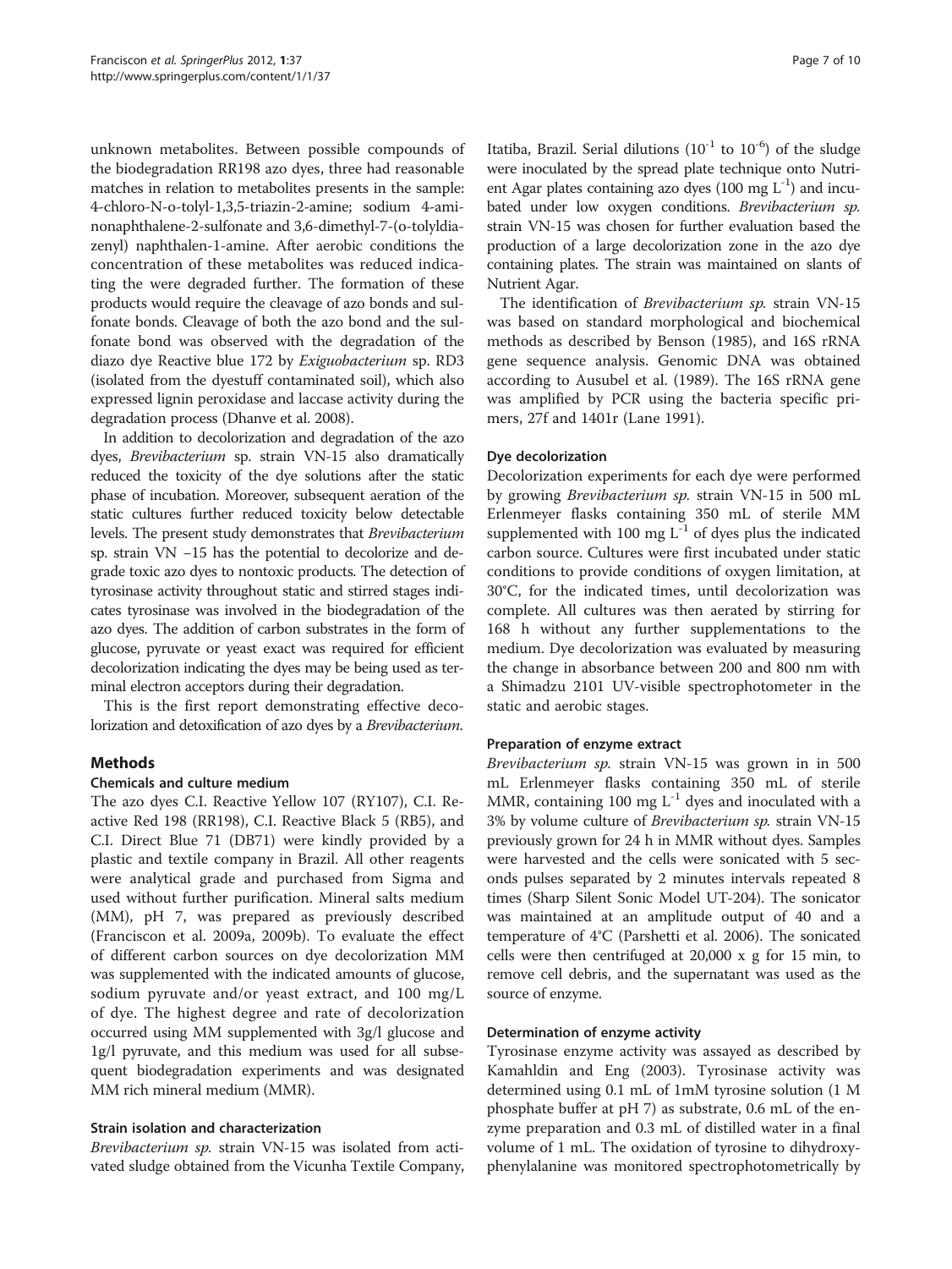unknown metabolites. Between possible compounds of the biodegradation RR198 azo dyes, three had reasonable matches in relation to metabolites presents in the sample: 4-chloro-N-o-tolyl-1,3,5-triazin-2-amine; sodium 4-aminonaphthalene-2-sulfonate and 3,6-dimethyl-7-(o-tolyldiazenyl) naphthalen-1-amine. After aerobic conditions the concentration of these metabolites was reduced indicating the were degraded further. The formation of these products would require the cleavage of azo bonds and sulfonate bonds. Cleavage of both the azo bond and the sulfonate bond was observed with the degradation of the diazo dye Reactive blue 172 by *Exiguobacterium* sp. RD3 (isolated from the dyestuff contaminated soil), which also expressed lignin peroxidase and laccase activity during the degradation process (Dhanve et al. 2008).

In addition to decolorization and degradation of the azo dyes, *Brevibacterium* sp. strain VN-15 also dramatically reduced the toxicity of the dye solutions after the static phase of incubation. Moreover, subsequent aeration of the static cultures further reduced toxicity below detectable levels. The present study demonstrates that *Brevibacterium* sp. strain VN −15 has the potential to decolorize and degrade toxic azo dyes to nontoxic products. The detection of tyrosinase activity throughout static and stirred stages indicates tyrosinase was involved in the biodegradation of the azo dyes. The addition of carbon substrates in the form of glucose, pyruvate or yeast exact was required for efficient decolorization indicating the dyes may be being used as terminal electron acceptors during their degradation.

This is the first report demonstrating effective decolorization and detoxification of azo dyes by a *Brevibacterium*.

## Methods

### Chemicals and culture medium

The azo dyes C.I. Reactive Yellow 107 (RY107), C.I. Reactive Red 198 (RR198), C.I. Reactive Black 5 (RB5), and C.I. Direct Blue 71 (DB71) were kindly provided by a plastic and textile company in Brazil. All other reagents were analytical grade and purchased from Sigma and used without further purification. Mineral salts medium (MM), pH 7, was prepared as previously described (Franciscon et al. 2009a, 2009b). To evaluate the effect of different carbon sources on dye decolorization MM was supplemented with the indicated amounts of glucose, sodium pyruvate and/or yeast extract, and 100 mg/L of dye. The highest degree and rate of decolorization occurred using MM supplemented with 3g/l glucose and 1g/l pyruvate, and this medium was used for all subsequent biodegradation experiments and was designated MM rich mineral medium (MMR).

### Strain isolation and characterization

*Brevibacterium sp.* strain VN-15 was isolated from activated sludge obtained from the Vicunha Textile Company, Itatiba, Brazil. Serial dilutions ($10^{-1}$ to $10^{-6}$) of the sludge were inoculated by the spread plate technique onto Nutrient Agar plates containing azo dyes (100 mg $L^{-1}$) and incubated under low oxygen conditions. *Brevibacterium sp.* strain VN-15 was chosen for further evaluation based the production of a large decolorization zone in the azo dye containing plates. The strain was maintained on slants of Nutrient Agar.

The identification of *Brevibacterium sp.* strain VN-15 was based on standard morphological and biochemical methods as described by Benson (1985), and 16S rRNA gene sequence analysis. Genomic DNA was obtained according to Ausubel et al. (1989). The 16S rRNA gene was amplified by PCR using the bacteria specific primers, 27f and 1401r (Lane 1991).

### Dye decolorization

Decolorization experiments for each dye were performed by growing *Brevibacterium sp.* strain VN-15 in 500 mL Erlenmeyer flasks containing 350 mL of sterile MM supplemented with 100 mg $L^{-1}$ of dyes plus the indicated carbon source. Cultures were first incubated under static conditions to provide conditions of oxygen limitation, at 30°C, for the indicated times, until decolorization was complete. All cultures was then aerated by stirring for 168 h without any further supplementations to the medium. Dye decolorization was evaluated by measuring the change in absorbance between 200 and 800 nm with a Shimadzu 2101 UV-visible spectrophotometer in the static and aerobic stages.

### Preparation of enzyme extract

*Brevibacterium sp.* strain VN-15 was grown in in 500 mL Erlenmeyer flasks containing 350 mL of sterile MMR, containing 100 mg $L^{-1}$ dyes and inoculated with a 3% by volume culture of *Brevibacterium sp.* strain VN-15 previously grown for 24 h in MMR without dyes. Samples were harvested and the cells were sonicated with 5 seconds pulses separated by 2 minutes intervals repeated 8 times (Sharp Silent Sonic Model UT-204). The sonicator was maintained at an amplitude output of 40 and a temperature of 4°C (Parshetti et al. 2006). The sonicated cells were then centrifuged at 20,000 x g for 15 min, to remove cell debris, and the supernatant was used as the source of enzyme.

### Determination of enzyme activity

Tyrosinase enzyme activity was assayed as described by Kamahldin and Eng (2003). Tyrosinase activity was determined using 0.1 mL of 1mM tyrosine solution (1 M phosphate buffer at pH 7) as substrate, 0.6 mL of the enzyme preparation and 0.3 mL of distilled water in a final volume of 1 mL. The oxidation of tyrosine to dihydroxyphenylalanine was monitored spectrophotometrically by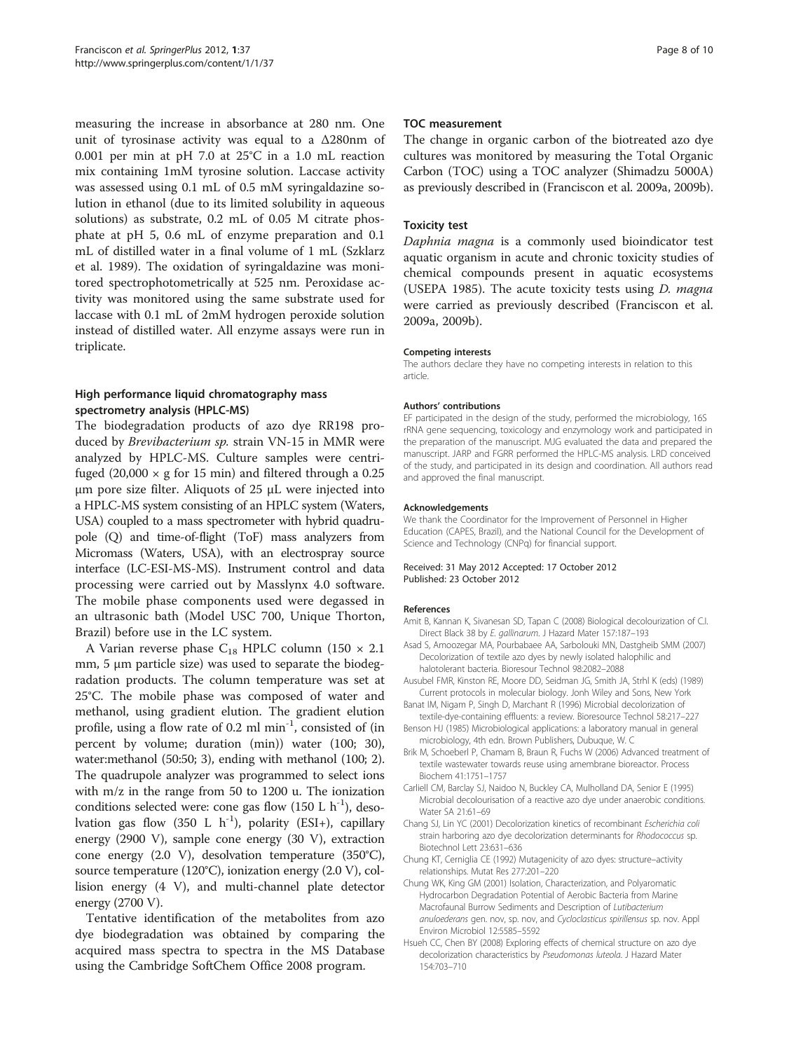measuring the increase in absorbance at 280 nm. One unit of tyrosinase activity was equal to a Δ280nm of 0.001 per min at pH 7.0 at 25°C in a 1.0 mL reaction mix containing 1mM tyrosine solution. Laccase activity was assessed using 0.1 mL of 0.5 mM syringaldazine solution in ethanol (due to its limited solubility in aqueous solutions) as substrate, 0.2 mL of 0.05 M citrate phosphate at pH 5, 0.6 mL of enzyme preparation and 0.1 mL of distilled water in a final volume of 1 mL (Szklarz et al. 1989). The oxidation of syringaldazine was monitored spectrophotometrically at 525 nm. Peroxidase activity was monitored using the same substrate used for laccase with 0.1 mL of 2mM hydrogen peroxide solution instead of distilled water. All enzyme assays were run in triplicate.

### High performance liquid chromatography mass spectrometry analysis (HPLC-MS)

The biodegradation products of azo dye RR198 produced by *Brevibacterium sp.* strain VN-15 in MMR were analyzed by HPLC-MS. Culture samples were centrifuged (20,000 × g for 15 min) and filtered through a 0.25 μm pore size filter. Aliquots of 25 μL were injected into a HPLC-MS system consisting of an HPLC system (Waters, USA) coupled to a mass spectrometer with hybrid quadrupole (Q) and time-of-flight (ToF) mass analyzers from Micromass (Waters, USA), with an electrospray source interface (LC-ESI-MS-MS). Instrument control and data processing were carried out by Masslynx 4.0 software. The mobile phase components used were degassed in an ultrasonic bath (Model USC 700, Unique Thorton, Brazil) before use in the LC system.

A Varian reverse phase $C_{18}$ HPLC column (150 × 2.1 mm, 5 μm particle size) was used to separate the biodegradation products. The column temperature was set at 25°C. The mobile phase was composed of water and methanol, using gradient elution. The gradient elution profile, using a flow rate of 0.2 ml $min^{-1}$, consisted of (in percent by volume; duration (min)) water (100; 30), water:methanol (50:50; 3), ending with methanol (100; 2). The quadrupole analyzer was programmed to select ions with m/z in the range from 50 to 1200 u. The ionization conditions selected were: cone gas flow (150 L $h^{-1}$), desolvation gas flow (350 L $h^{-1}$), polarity (ESI+), capillary energy (2900 V), sample cone energy (30 V), extraction cone energy (2.0 V), desolvation temperature (350°C), source temperature (120°C), ionization energy (2.0 V), collision energy (4 V), and multi-channel plate detector energy (2700 V).

Tentative identification of the metabolites from azo dye biodegradation was obtained by comparing the acquired mass spectra to spectra in the MS Database using the Cambridge SoftChem Office 2008 program.

### TOC measurement

The change in organic carbon of the biotreated azo dye cultures was monitored by measuring the Total Organic Carbon (TOC) using a TOC analyzer (Shimadzu 5000A) as previously described in (Franciscon et al. 2009a, 2009b).

### Toxicity test

*Daphnia magna* is a commonly used bioindicator test aquatic organism in acute and chronic toxicity studies of chemical compounds present in aquatic ecosystems (USEPA 1985). The acute toxicity tests using *D. magna* were carried as previously described (Franciscon et al. 2009a, 2009b).

#### Competing interests

The authors declare they have no competing interests in relation to this article.

#### Authors' contributions

EF participated in the design of the study, performed the microbiology, 16S rRNA gene sequencing, toxicology and enzymology work and participated in the preparation of the manuscript. MJG evaluated the data and prepared the manuscript. JARP and FGRR performed the HPLC-MS analysis. LRD conceived of the study, and participated in its design and coordination. All authors read and approved the final manuscript.

#### Acknowledgements

We thank the Coordinator for the Improvement of Personnel in Higher Education (CAPES, Brazil), and the National Council for the Development of Science and Technology (CNPq) for financial support.

Received: 31 May 2012 Accepted: 17 October 2012
Published: 23 October 2012

#### References

- Amit B, Kannan K, Sivanesan SD, Tapan C (2008) Biological decolourization of C.I. Direct Black 38 by *E. gallinarum*. J Hazard Mater 157:187–193
- Asad S, Amoozegar MA, Pourbabaee AA, Sarbolouki MN, Dastgheib SMM (2007) Decolorization of textile azo dyes by newly isolated halophilic and halotolerant bacteria. Bioresour Technol 98:2082–2088
- Ausubel FMR, Kinston RE, Moore DD, Seidman JG, Smith JA, Strhl K (eds) (1989) Current protocols in molecular biology. Jonh Wiley and Sons, New York
- Banat IM, Nigam P, Singh D, Marchant R (1996) Microbial decolorization of textile-dye-containing effluents: a review. Bioresource Technol 58:217–227
- Benson HJ (1985) Microbiological applications: a laboratory manual in general microbiology, 4th edn. Brown Publishers, Dubuque, W. C
- Brik M, Schoeberl P, Chamam B, Braun R, Fuchs W (2006) Advanced treatment of textile wastewater towards reuse using amembrane bioreactor. Process Biochem 41:1751–1757
- Carliell CM, Barclay SJ, Naidoo N, Buckley CA, Mulholland DA, Senior E (1995) Microbial decolourisation of a reactive azo dye under anaerobic conditions. Water SA 21:61–69
- Chang SJ, Lin YC (2001) Decolorization kinetics of recombinant *Escherichia coli* strain harboring azo dye decolorization determinants for *Rhodococcus* sp. Biotechnol Lett 23:631–636
- Chung KT, Cerniglia CE (1992) Mutagenicity of azo dyes: structure–activity relationships. Mutat Res 277:201–220
- Chung WK, King GM (2001) Isolation, Characterization, and Polyaromatic Hydrocarbon Degradation Potential of Aerobic Bacteria from Marine Macrofaunal Burrow Sediments and Description of *Lutibacterium anuloederans* gen. nov, sp. nov, and *Cycloclasticus spirillensus* sp. nov. Appl Environ Microbiol 12:5585–5592
- Hsueh CC, Chen BY (2008) Exploring effects of chemical structure on azo dye decolorization characteristics by *Pseudomonas luteola*. J Hazard Mater 154:703–710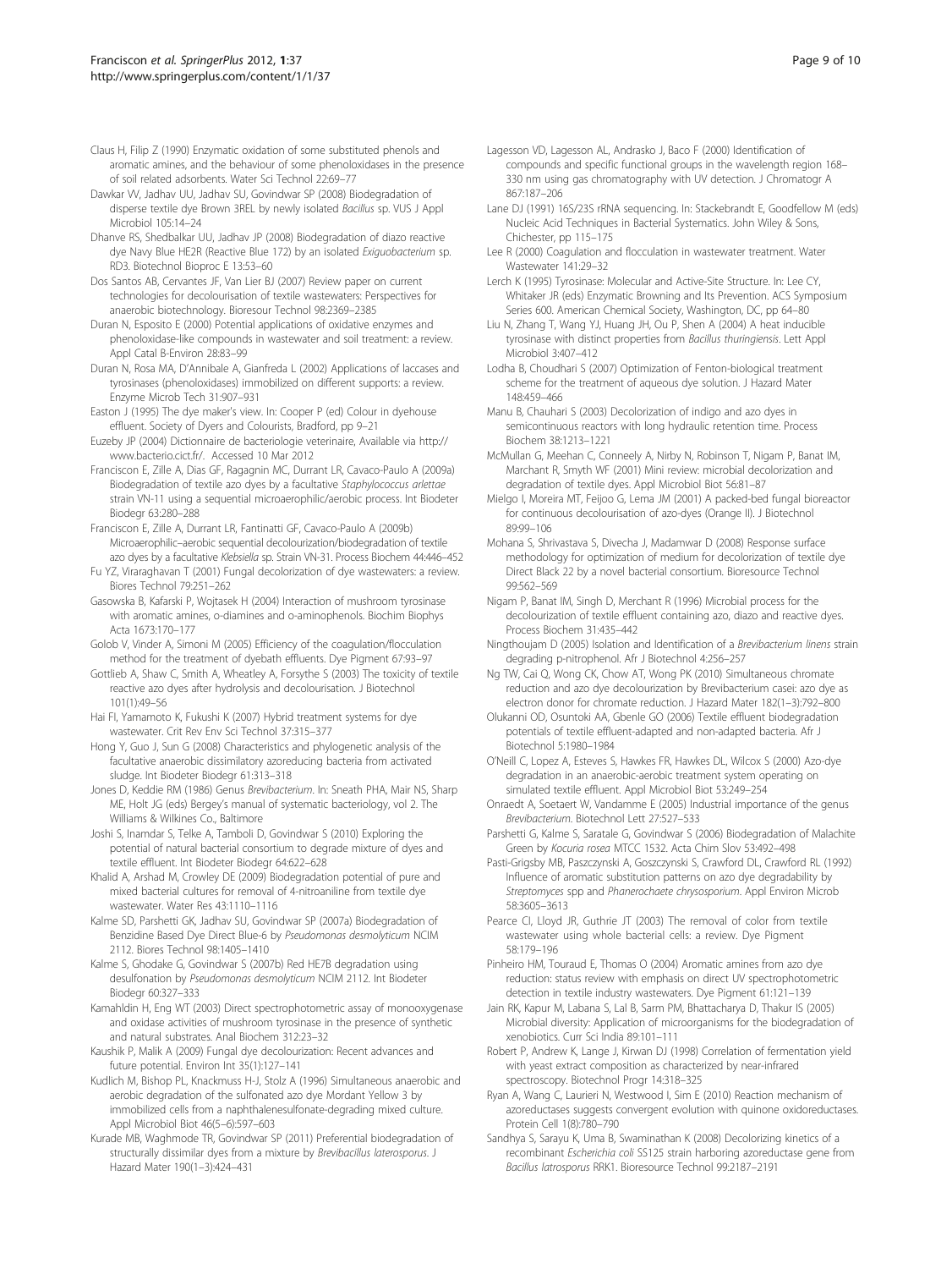Claus H, Filip Z (1990) Enzymatic oxidation of some substituted phenols and aromatic amines, and the behaviour of some phenoloxidases in the presence of soil related adsorbents. Water Sci Technol 22:69–77

Dawkar VV, Jadhav UU, Jadhav SU, Govindwar SP (2008) Biodegradation of disperse textile dye Brown 3REL by newly isolated *Bacillus* sp. VUS J Appl Microbiol 105:14–24

Dhanve RS, Shedbalkar UU, Jadhav JP (2008) Biodegradation of diazo reactive dye Navy Blue HE2R (Reactive Blue 172) by an isolated *Exiguobacterium* sp. RD3. Biotechnol Bioproc E 13:53–60

Dos Santos AB, Cervantes JF, Van Lier BJ (2007) Review paper on current technologies for decolourisation of textile wastewaters: Perspectives for anaerobic biotechnology. Bioresour Technol 98:2369–2385

Duran N, Esposito E (2000) Potential applications of oxidative enzymes and phenoloxidase-like compounds in wastewater and soil treatment: a review. Appl Catal B-Environ 28:83–99

Duran N, Rosa MA, D'Annibale A, Gianfreda L (2002) Applications of laccases and tyrosinases (phenoloxidases) immobilized on different supports: a review. Enzyme Microb Tech 31:907–931

Easton J (1995) The dye maker's view. In: Cooper P (ed) Colour in dyehouse effluent. Society of Dyers and Colourists, Bradford, pp 9–21

Euzeby JP (2004) Dictionnaire de bacteriologie veterinaire, Available via http://www.bacterio.cict.fr/. Accessed 10 Mar 2012

Franciscon E, Zille A, Dias GF, Ragagnin MC, Durrant LR, Cavaco-Paulo A (2009a) Biodegradation of textile azo dyes by a facultative *Staphylococcus arlettae* strain VN-11 using a sequential microaerophilic/aerobic process. Int Biodeter Biodegr 63:280–288

Franciscon E, Zille A, Durrant LR, Fantinatti GF, Cavaco-Paulo A (2009b) Microaerophilic–aerobic sequential decolourization/biodegradation of textile azo dyes by a facultative *Klebsiella* sp. Strain VN-31. Process Biochem 44:446–452

Fu YZ, Viraraghavan T (2001) Fungal decolorization of dye wastewaters: a review. Biores Technol 79:251–262

Gasowska B, Kafarski P, Wojtasek H (2004) Interaction of mushroom tyrosinase with aromatic amines, o-diamines and o-aminophenols. Biochim Biophys Acta 1673:170–177

Golob V, Vinder A, Simoni M (2005) Efficiency of the coagulation/flocculation method for the treatment of dyebath effluents. Dye Pigment 67:93–97

Gottlieb A, Shaw C, Smith A, Wheatley A, Forsythe S (2003) The toxicity of textile reactive azo dyes after hydrolysis and decolourisation. J Biotechnol 101(1):49–56

Hai FI, Yamamoto K, Fukushi K (2007) Hybrid treatment systems for dye wastewater. Crit Rev Env Sci Technol 37:315–377

Hong Y, Guo J, Sun G (2008) Characteristics and phylogenetic analysis of the facultative anaerobic dissimilatory azoreducing bacteria from activated sludge. Int Biodeter Biodegr 61:313–318

Jones D, Keddie RM (1986) Genus *Brevibacterium*. In: Sneath PHA, Mair NS, Sharp ME, Holt JG (eds) Bergey's manual of systematic bacteriology, vol 2. The Williams & Wilkines Co., Baltimore

Joshi S, Inamdar S, Telke A, Tamboli D, Govindwar S (2010) Exploring the potential of natural bacterial consortium to degrade mixture of dyes and textile effluent. Int Biodeter Biodegr 64:622–628

Khalid A, Arshad M, Crowley DE (2009) Biodegradation potential of pure and mixed bacterial cultures for removal of 4-nitroaniline from textile dye wastewater. Water Res 43:1110–1116

Kalme SD, Parshetti GK, Jadhav SU, Govindwar SP (2007a) Biodegradation of Benzidine Based Dye Direct Blue-6 by *Pseudomonas desmolyticum* NCIM 2112. Biores Technol 98:1405–1410

Kalme S, Ghodake G, Govindwar S (2007b) Red HE7B degradation using desulfonation by *Pseudomonas desmolyticum* NCIM 2112. Int Biodeter Biodegr 60:327–333

Kamahldin H, Eng WT (2003) Direct spectrophotometric assay of monooxygenase and oxidase activities of mushroom tyrosinase in the presence of synthetic and natural substrates. Anal Biochem 312:23–32

Kaushik P, Malik A (2009) Fungal dye decolourization: Recent advances and future potential. Environ Int 35(1):127–141

Kudlich M, Bishop PL, Knackmuss H-J, Stolz A (1996) Simultaneous anaerobic and aerobic degradation of the sulfonated azo dye Mordant Yellow 3 by immobilized cells from a naphthalenesulfonate-degrading mixed culture. Appl Microbiol Biot 46(5–6):597–603

Kurade MB, Waghmode TR, Govindwar SP (2011) Preferential biodegradation of structurally dissimilar dyes from a mixture by *Brevibacillus laterosporus*. J Hazard Mater 190(1–3):424–431

Lagesson VD, Lagesson AL, Andrasko J, Baco F (2000) Identification of compounds and specific functional groups in the wavelength region 168–330 nm using gas chromatography with UV detection. J Chromatogr A 867:187–206

Lane DJ (1991) 16S/23S rRNA sequencing. In: Stackebrandt E, Goodfellow M (eds) Nucleic Acid Techniques in Bacterial Systematics. John Wiley & Sons, Chichester, pp 115–175

Lee R (2000) Coagulation and flocculation in wastewater treatment. Water Wastewater 141:29–32

Lerch K (1995) Tyrosinase: Molecular and Active-Site Structure. In: Lee CY, Whitaker JR (eds) Enzymatic Browning and Its Prevention. ACS Symposium Series 600. American Chemical Society, Washington, DC, pp 64–80

Liu N, Zhang T, Wang YJ, Huang JH, Ou P, Shen A (2004) A heat inducible tyrosinase with distinct properties from *Bacillus thuringiensis*. Lett Appl Microbiol 3:407–412

Lodha B, Choudhari S (2007) Optimization of Fenton-biological treatment scheme for the treatment of aqueous dye solution. J Hazard Mater 148:459–466

Manu B, Chauhari S (2003) Decolorization of indigo and azo dyes in semicontinuous reactors with long hydraulic retention time. Process Biochem 38:1213–1221

McMullan G, Meehan C, Conneely A, Nirby N, Robinson T, Nigam P, Banat IM, Marchant R, Smyth WF (2001) Mini review: microbial decolorization and degradation of textile dyes. Appl Microbiol Biot 56:81–87

Mielgo I, Moreira MT, Feijoo G, Lema JM (2001) A packed-bed fungal bioreactor for continuous decolourisation of azo-dyes (Orange II). J Biotechnol 89:99–106

Mohana S, Shrivastava S, Divecha J, Madamwar D (2008) Response surface methodology for optimization of medium for decolorization of textile dye Direct Black 22 by a novel bacterial consortium. Bioresource Technol 99:562–569

Nigam P, Banat IM, Singh D, Merchant R (1996) Microbial process for the decolourization of textile effluent containing azo, diazo and reactive dyes. Process Biochem 31:435–442

Ningthoujam D (2005) Isolation and Identification of a *Brevibacterium linens* strain degrading p-nitrophenol. Afr J Biotechnol 4:256–257

Ng TW, Cai Q, Wong CK, Chow AT, Wong PK (2010) Simultaneous chromate reduction and azo dye decolourization by Brevibacterium casei: azo dye as electron donor for chromate reduction. J Hazard Mater 182(1–3):792–800

Olukanni OD, Osuntoki AA, Gbenle GO (2006) Textile effluent biodegradation potentials of textile effluent-adapted and non-adapted bacteria. Afr J Biotechnol 5:1980–1984

O'Neill C, Lopez A, Esteves S, Hawkes FR, Hawkes DL, Wilcox S (2000) Azo-dye degradation in an anaerobic-aerobic treatment system operating on simulated textile effluent. Appl Microbiol Biot 53:249–254

Onraedt A, Soetaert W, Vandamme E (2005) Industrial importance of the genus *Brevibacterium*. Biotechnol Lett 27:527–533

Parshetti G, Kalme S, Saratale G, Govindwar S (2006) Biodegradation of Malachite Green by *Kocuria rosea* MTCC 1532. Acta Chim Slov 53:492–498

Pasti-Grigsby MB, Paszczynski A, Goszczynski S, Crawford DL, Crawford RL (1992) Influence of aromatic substitution patterns on azo dye degradability by *Streptomyces* spp and *Phanerochaete chrysosporium*. Appl Environ Microb 58:3605–3613

Pearce CI, Lloyd JR, Guthrie JT (2003) The removal of color from textile wastewater using whole bacterial cells: a review. Dye Pigment 58:179–196

Pinheiro HM, Touraud E, Thomas O (2004) Aromatic amines from azo dye reduction: status review with emphasis on direct UV spectrophotometric detection in textile industry wastewaters. Dye Pigment 61:121–139

Jain RK, Kapur M, Labana S, Lal B, Sarm PM, Bhattacharya D, Thakur IS (2005) Microbial diversity: Application of microorganisms for the biodegradation of xenobiotics. Curr Sci India 89:101–111

Robert P, Andrew K, Lange J, Kirwan DJ (1998) Correlation of fermentation yield with yeast extract composition as characterized by near-infrared spectroscopy. Biotechnol Progr 14:318–325

Ryan A, Wang C, Laurieri N, Westwood I, Sim E (2010) Reaction mechanism of azoreductases suggests convergent evolution with quinone oxidoreductases. Protein Cell 1(8):780–790

Sandhya S, Sarayu K, Uma B, Swaminathan K (2008) Decolorizing kinetics of a recombinant *Escherichia coli* SS125 strain harboring azoreductase gene from *Bacillus latrosporus* RRK1. Bioresource Technol 99:2187–2191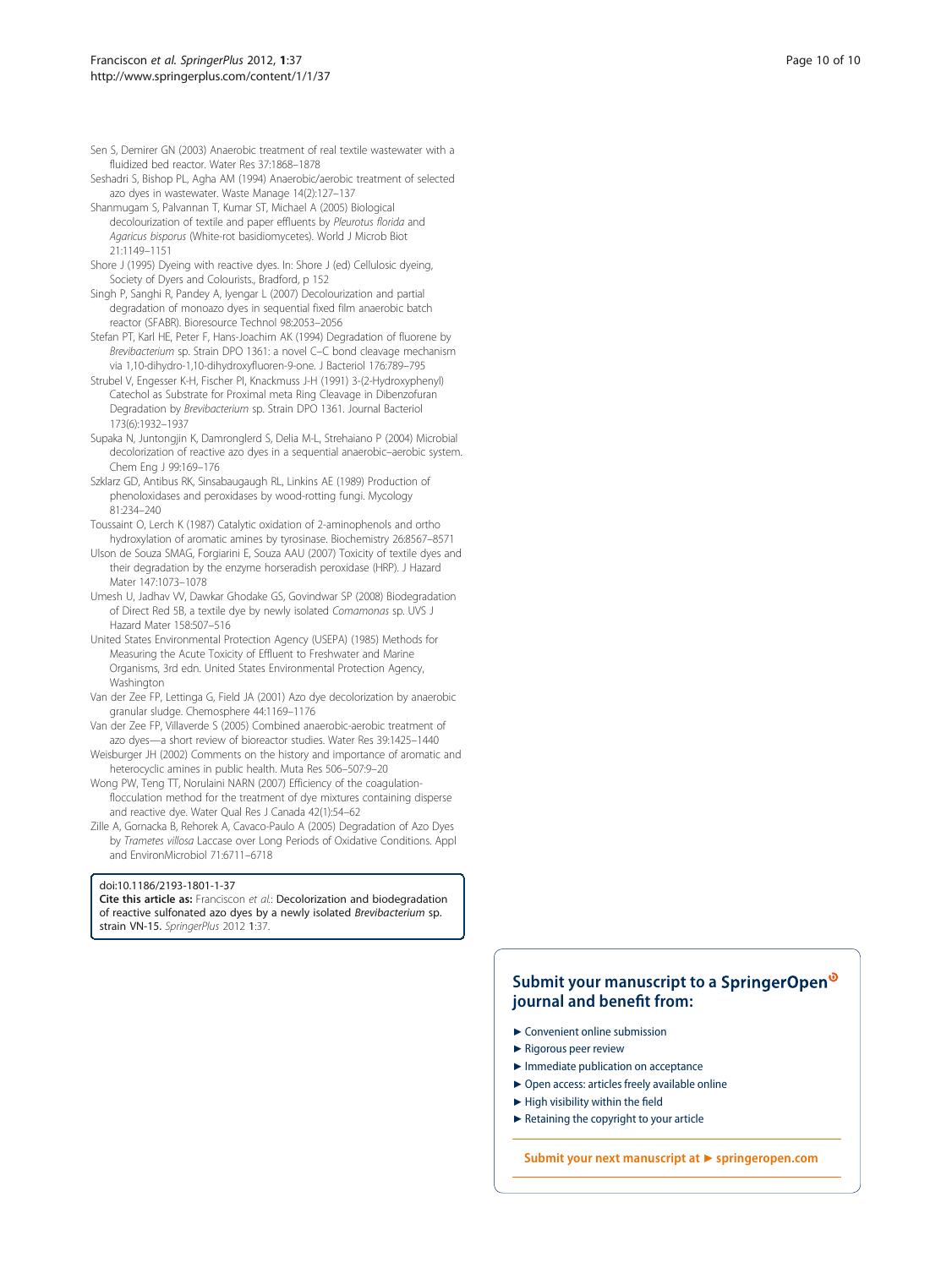Sen S, Demirer GN (2003) Anaerobic treatment of real textile wastewater with a fluidized bed reactor. Water Res 37:1868–1878

Seshadri S, Bishop PL, Agha AM (1994) Anaerobic/aerobic treatment of selected azo dyes in wastewater. Waste Manage 14(2):127–137

Shanmugam S, Palvannan T, Kumar ST, Michael A (2005) Biological decolourization of textile and paper effluents by *Pleurotus florida* and *Agaricus bisporus* (White-rot basidiomycetes). World J Microb Biot 21:1149–1151

Shore J (1995) Dyeing with reactive dyes. In: Shore J (ed) Cellulosic dyeing, Society of Dyers and Colourists., Bradford, p 152

Singh P, Sanghi R, Pandey A, Iyengar L (2007) Decolourization and partial degradation of monoazo dyes in sequential fixed film anaerobic batch reactor (SFABR). Bioresource Technol 98:2053–2056

Stefan PT, Karl HE, Peter F, Hans-Joachim AK (1994) Degradation of fluorene by *Brevibacterium* sp. Strain DPO 1361: a novel C–C bond cleavage mechanism via 1,10-dihydro-1,10-dihydroxyfluoren-9-one. J Bacteriol 176:789–795

Strubel V, Engesser K-H, Fischer PI, Knackmuss J-H (1991) 3-(2-Hydroxyphenyl) Catechol as Substrate for Proximal meta Ring Cleavage in Dibenzofuran Degradation by *Brevibacterium* sp. Strain DPO 1361. Journal Bacteriol 173(6):1932–1937

Supaka N, Juntongjin K, Damronglerd S, Delia M-L, Strehaiano P (2004) Microbial decolorization of reactive azo dyes in a sequential anaerobic–aerobic system. Chem Eng J 99:169–176

Szklarz GD, Antibus RK, Sinsabaugh RL, Linkins AE (1989) Production of phenoloxidases and peroxidases by wood-rotting fungi. Mycology 81:234–240

Toussaint O, Lerch K (1987) Catalytic oxidation of 2-aminophenols and ortho hydroxylation of aromatic amines by tyrosinase. Biochemistry 26:8567–8571

Ulson de Souza SMAG, Forgiarini E, Souza AAU (2007) Toxicity of textile dyes and their degradation by the enzyme horseradish peroxidase (HRP). J Hazard Mater 147:1073–1078

Umesh U, Jadhav VV, Dawkar Ghodake GS, Govindwar SP (2008) Biodegradation of Direct Red 5B, a textile dye by newly isolated *Comamonas* sp. UVS J Hazard Mater 158:507–516

United States Environmental Protection Agency (USEPA) (1985) Methods for Measuring the Acute Toxicity of Effluent to Freshwater and Marine Organisms, 3rd edn. United States Environmental Protection Agency, Washington

Van der Zee FP, Lettinga G, Field JA (2001) Azo dye decolorization by anaerobic granular sludge. Chemosphere 44:1169–1176

Van der Zee FP, Villaverde S (2005) Combined anaerobic-aerobic treatment of azo dyes—a short review of bioreactor studies. Water Res 39:1425–1440

Weisburger JH (2002) Comments on the history and importance of aromatic and heterocyclic amines in public health. Muta Res 506–507:9–20

Wong PW, Teng TT, Norulaini NARN (2007) Efficiency of the coagulation-flocculation method for the treatment of dye mixtures containing disperse and reactive dye. Water Qual Res J Canada 42(1):54–62

Zille A, Gornacka B, Rehorek A, Cavaco-Paulo A (2005) Degradation of Azo Dyes by *Trametes villosa* Laccase over Long Periods of Oxidative Conditions. Appl and EnvironMicrobiol 71:6711–6718

doi:10.1186/2193-1801-1-37
**Cite this article as:** Franciscon *et al.*: Decolorization and biodegradation of reactive sulfonated azo dyes by a newly isolated *Brevibacterium* sp. strain VN-15. *SpringerPlus* 2012 **1**:37.

**Submit your manuscript to a SpringerOpen journal and benefit from:**

- ► Convenient online submission
- ► Rigorous peer review
- ► Immediate publication on acceptance
- ► Open access: articles freely available online
- ► High visibility within the field
- ► Retaining the copyright to your article

**Submit your next manuscript at ► springeropen.com**